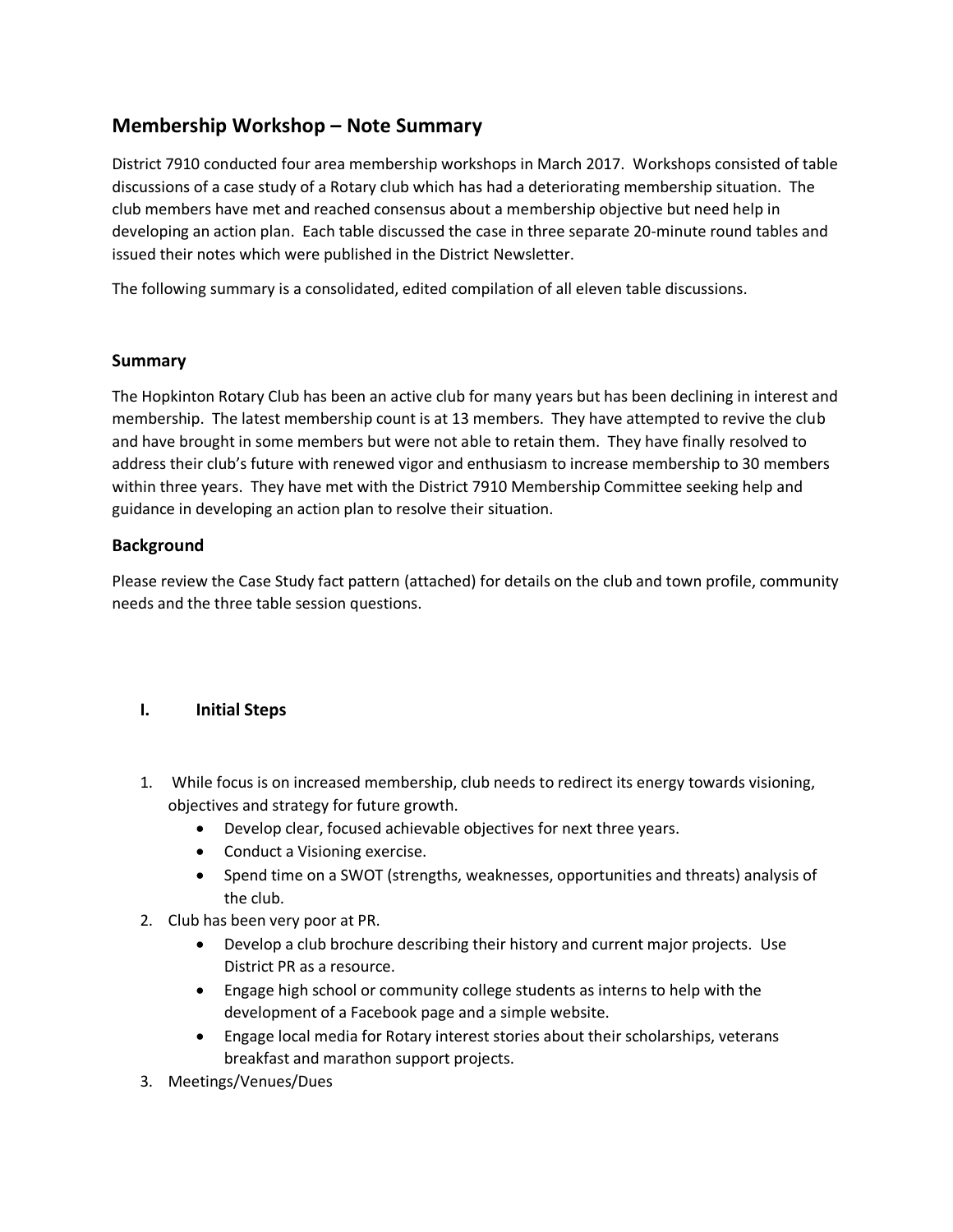# Membership Workshop – Note Summary

District 7910 conducted four area membership workshops in March 2017. Workshops consisted of table discussions of a case study of a Rotary club which has had a deteriorating membership situation. The club members have met and reached consensus about a membership objective but need help in developing an action plan. Each table discussed the case in three separate 20-minute round tables and issued their notes which were published in the District Newsletter.

The following summary is a consolidated, edited compilation of all eleven table discussions.

## Summary

The Hopkinton Rotary Club has been an active club for many years but has been declining in interest and membership. The latest membership count is at 13 members. They have attempted to revive the club and have brought in some members but were not able to retain them. They have finally resolved to address their club's future with renewed vigor and enthusiasm to increase membership to 30 members within three years. They have met with the District 7910 Membership Committee seeking help and guidance in developing an action plan to resolve their situation.

## Background

Please review the Case Study fact pattern (attached) for details on the club and town profile, community needs and the three table session questions.

## I. Initial Steps

1. While focus is on increased membership, club needs to redirect its energy towards visioning, objectives and strategy for future growth.
   - Develop clear, focused achievable objectives for next three years.
   - Conduct a Visioning exercise.
   - Spend time on a SWOT (strengths, weaknesses, opportunities and threats) analysis of the club.
2. Club has been very poor at PR.
   - Develop a club brochure describing their history and current major projects. Use District PR as a resource.
   - Engage high school or community college students as interns to help with the development of a Facebook page and a simple website.
   - Engage local media for Rotary interest stories about their scholarships, veterans breakfast and marathon support projects.
3. Meetings/Venues/Dues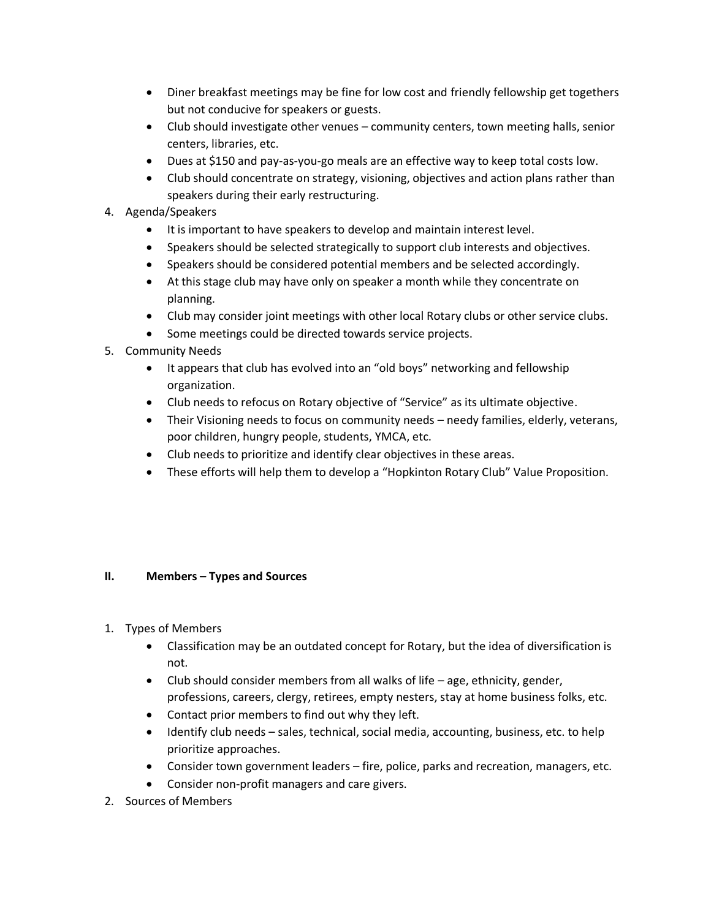- Diner breakfast meetings may be fine for low cost and friendly fellowship get togethers but not conducive for speakers or guests.
- Club should investigate other venues – community centers, town meeting halls, senior centers, libraries, etc.
- Dues at $150 and pay-as-you-go meals are an effective way to keep total costs low.
- Club should concentrate on strategy, visioning, objectives and action plans rather than speakers during their early restructuring.

4. Agenda/Speakers
    - It is important to have speakers to develop and maintain interest level.
    - Speakers should be selected strategically to support club interests and objectives.
    - Speakers should be considered potential members and be selected accordingly.
    - At this stage club may have only on speaker a month while they concentrate on planning.
    - Club may consider joint meetings with other local Rotary clubs or other service clubs.
    - Some meetings could be directed towards service projects.
5. Community Needs
    - It appears that club has evolved into an "old boys" networking and fellowship organization.
    - Club needs to refocus on Rotary objective of "Service" as its ultimate objective.
    - Their Visioning needs to focus on community needs – needy families, elderly, veterans, poor children, hungry people, students, YMCA, etc.
    - Club needs to prioritize and identify clear objectives in these areas.
    - These efforts will help them to develop a "Hopkinton Rotary Club" Value Proposition.

## II. Members – Types and Sources

1. Types of Members
    - Classification may be an outdated concept for Rotary, but the idea of diversification is not.
    - Club should consider members from all walks of life – age, ethnicity, gender, professions, careers, clergy, retirees, empty nesters, stay at home business folks, etc.
    - Contact prior members to find out why they left.
    - Identify club needs – sales, technical, social media, accounting, business, etc. to help prioritize approaches.
    - Consider town government leaders – fire, police, parks and recreation, managers, etc.
    - Consider non-profit managers and care givers.
2. Sources of Members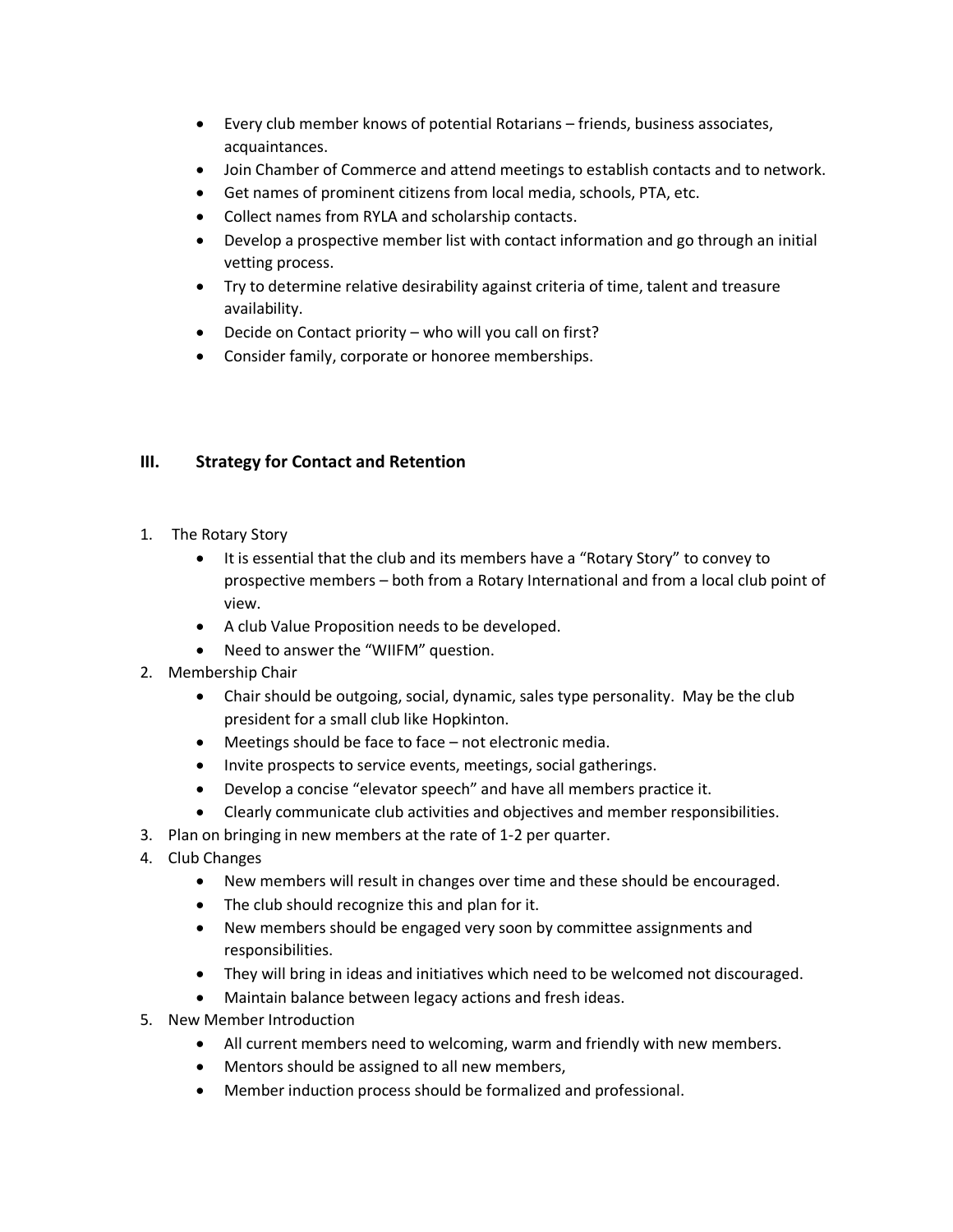- Every club member knows of potential Rotarians – friends, business associates, acquaintances.
- Join Chamber of Commerce and attend meetings to establish contacts and to network.
- Get names of prominent citizens from local media, schools, PTA, etc.
- Collect names from RYLA and scholarship contacts.
- Develop a prospective member list with contact information and go through an initial vetting process.
- Try to determine relative desirability against criteria of time, talent and treasure availability.
- Decide on Contact priority – who will you call on first?
- Consider family, corporate or honoree memberships.

## III. Strategy for Contact and Retention

1. The Rotary Story
   - It is essential that the club and its members have a "Rotary Story" to convey to prospective members – both from a Rotary International and from a local club point of view.
   - A club Value Proposition needs to be developed.
   - Need to answer the "WIIFM" question.
2. Membership Chair
   - Chair should be outgoing, social, dynamic, sales type personality. May be the club president for a small club like Hopkinton.
   - Meetings should be face to face – not electronic media.
   - Invite prospects to service events, meetings, social gatherings.
   - Develop a concise "elevator speech" and have all members practice it.
   - Clearly communicate club activities and objectives and member responsibilities.
3. Plan on bringing in new members at the rate of 1-2 per quarter.
4. Club Changes
   - New members will result in changes over time and these should be encouraged.
   - The club should recognize this and plan for it.
   - New members should be engaged very soon by committee assignments and responsibilities.
   - They will bring in ideas and initiatives which need to be welcomed not discouraged.
   - Maintain balance between legacy actions and fresh ideas.
5. New Member Introduction
   - All current members need to welcoming, warm and friendly with new members.
   - Mentors should be assigned to all new members,
   - Member induction process should be formalized and professional.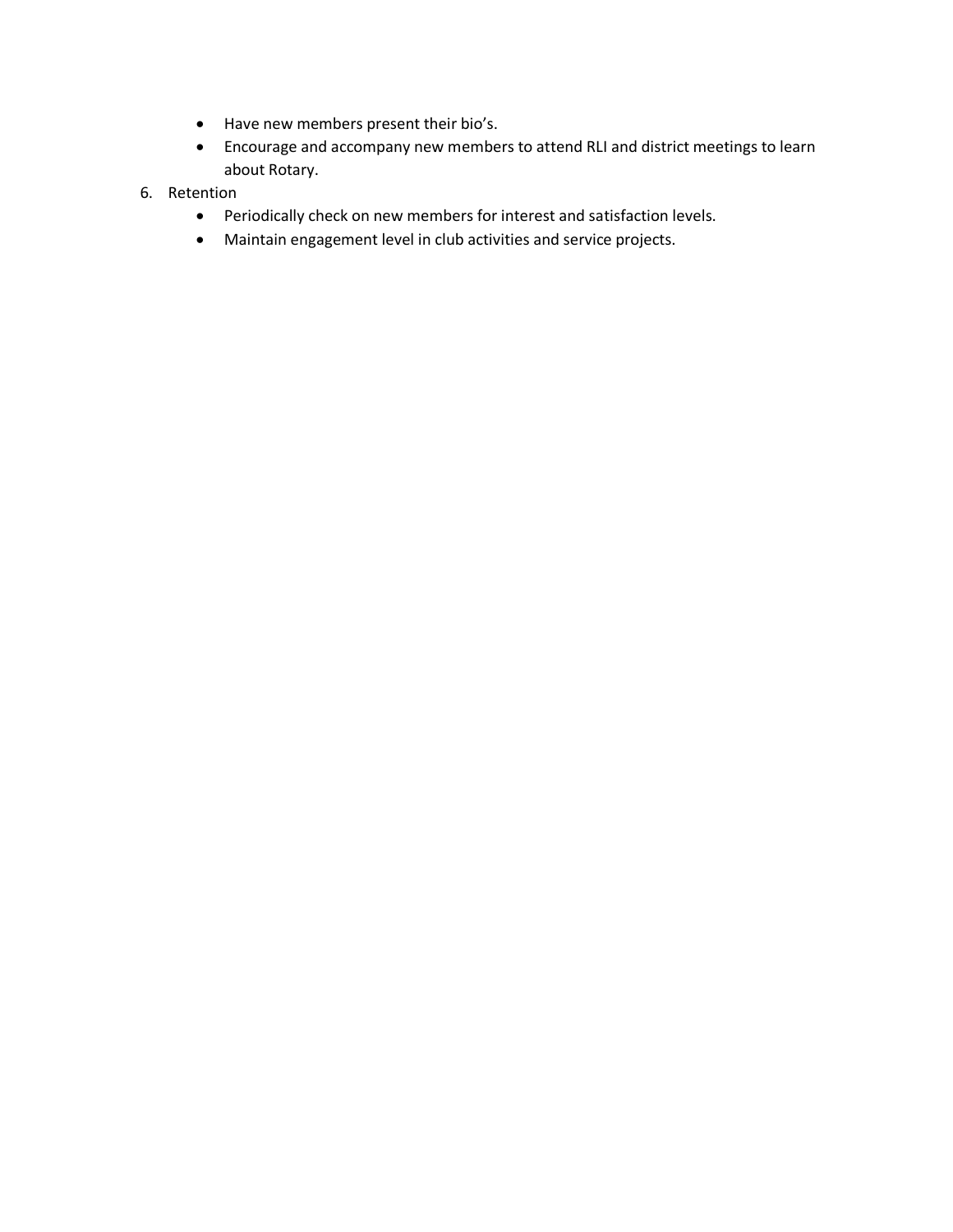- Have new members present their bio's.
- Encourage and accompany new members to attend RLI and district meetings to learn about Rotary.

6. Retention
   - Periodically check on new members for interest and satisfaction levels.
   - Maintain engagement level in club activities and service projects.